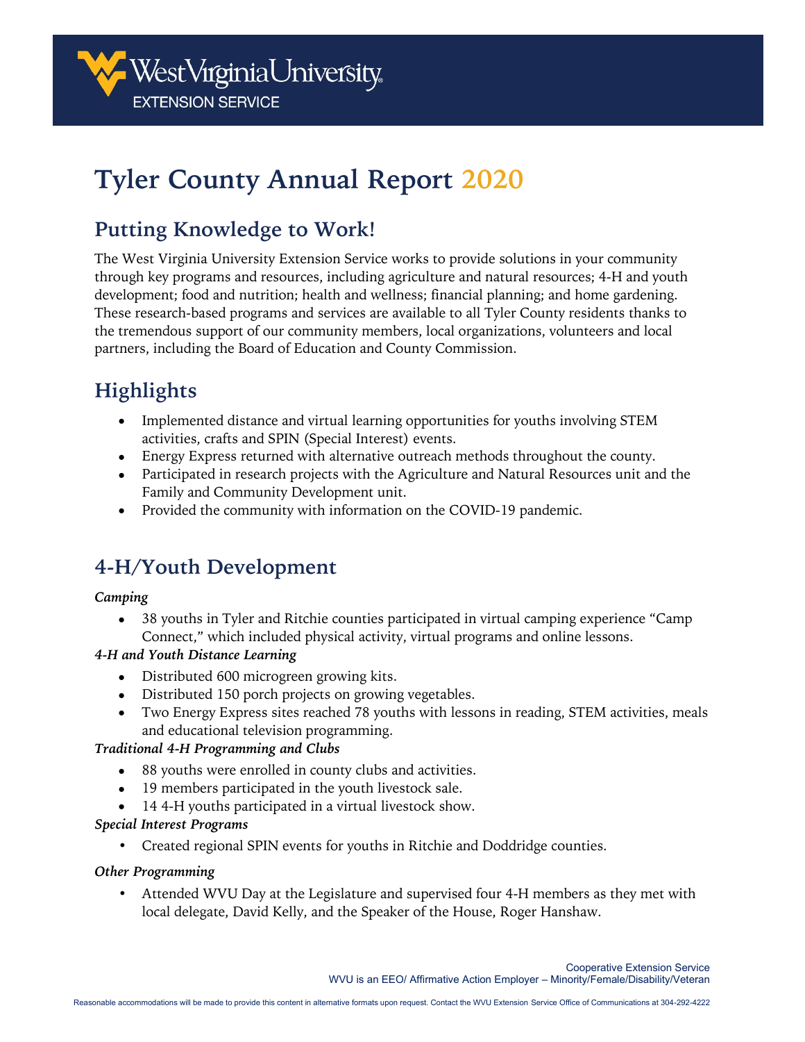West Virginia University EXTENSION SERVICE

# Tyler County Annual Report 2020

## Putting Knowledge to Work!

The West Virginia University Extension Service works to provide solutions in your community through key programs and resources, including agriculture and natural resources; 4-H and youth development; food and nutrition; health and wellness; financial planning; and home gardening. These research-based programs and services are available to all Tyler County residents thanks to the tremendous support of our community members, local organizations, volunteers and local partners, including the Board of Education and County Commission.

## Highlights

- Implemented distance and virtual learning opportunities for youths involving STEM activities, crafts and SPIN (Special Interest) events.
- Energy Express returned with alternative outreach methods throughout the county.
- Participated in research projects with the Agriculture and Natural Resources unit and the Family and Community Development unit.
- Provided the community with information on the COVID-19 pandemic.

## 4-H/Youth Development

***Camping***

- 38 youths in Tyler and Ritchie counties participated in virtual camping experience "Camp Connect," which included physical activity, virtual programs and online lessons.

***4-H and Youth Distance Learning***

- Distributed 600 microgreen growing kits.
- Distributed 150 porch projects on growing vegetables.
- Two Energy Express sites reached 78 youths with lessons in reading, STEM activities, meals and educational television programming.

***Traditional 4-H Programming and Clubs***

- 88 youths were enrolled in county clubs and activities.
- 19 members participated in the youth livestock sale.
- 14 4-H youths participated in a virtual livestock show.

***Special Interest Programs***

- Created regional SPIN events for youths in Ritchie and Doddridge counties.

***Other Programming***

- Attended WVU Day at the Legislature and supervised four 4-H members as they met with local delegate, David Kelly, and the Speaker of the House, Roger Hanshaw.

Cooperative Extension Service
WVU is an EEO/ Affirmative Action Employer – Minority/Female/Disability/Veteran

Reasonable accommodations will be made to provide this content in alternative formats upon request. Contact the WVU Extension Service Office of Communications at 304-292-4222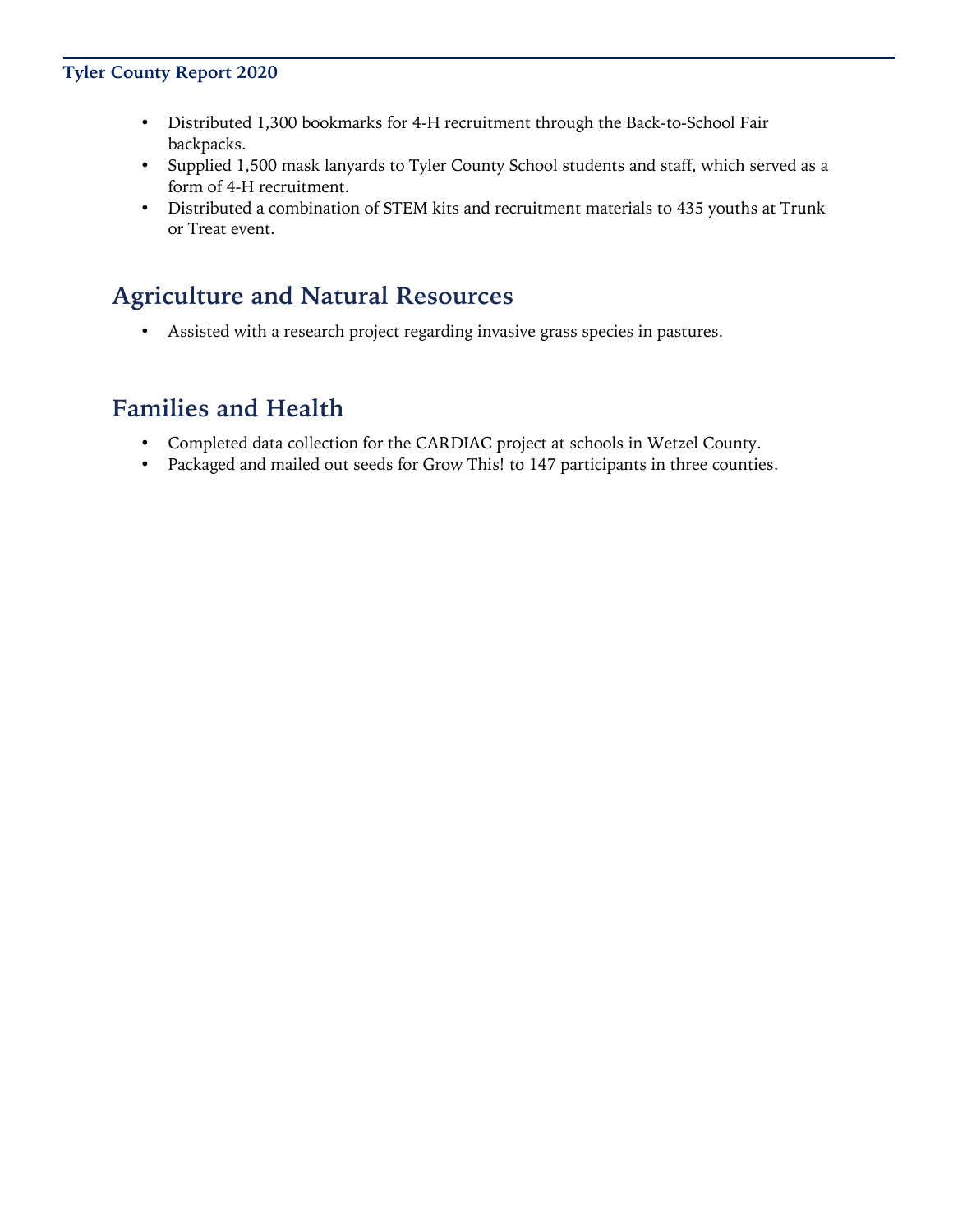- Distributed 1,300 bookmarks for 4-H recruitment through the Back-to-School Fair backpacks.
- Supplied 1,500 mask lanyards to Tyler County School students and staff, which served as a form of 4-H recruitment.
- Distributed a combination of STEM kits and recruitment materials to 435 youths at Trunk or Treat event.

## Agriculture and Natural Resources

- Assisted with a research project regarding invasive grass species in pastures.

## Families and Health

- Completed data collection for the CARDIAC project at schools in Wetzel County.
- Packaged and mailed out seeds for Grow This! to 147 participants in three counties.